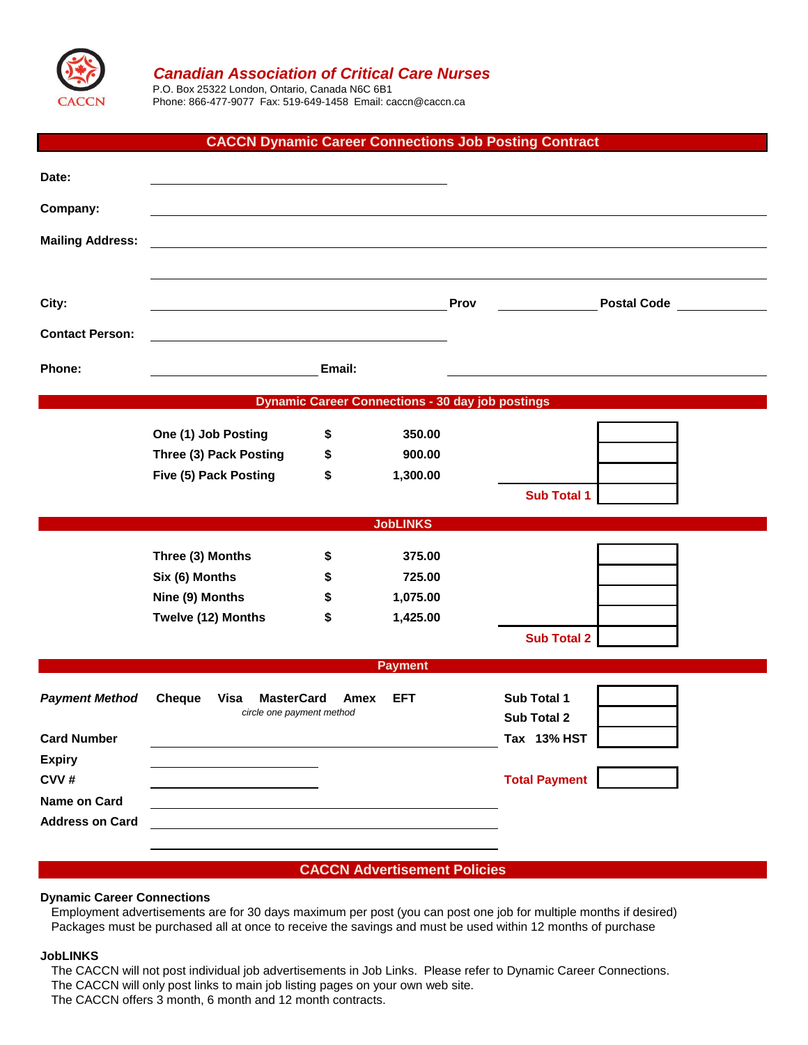# Canadian Association of Critical Care Nurses

P.O. Box 25322 London, Ontario, Canada N6C 6B1
Phone: 866-477-9077 Fax: 519-649-1458 Email: caccn@caccn.ca

## CACCN Dynamic Career Connections Job Posting Contract

**Date:** ____________________

**Company:** ____________________

**Mailing Address:** ____________________

____________________

**City:** ____________________ **Prov** __________ **Postal Code** __________

**Contact Person:** ____________________

**Phone:** ____________________ **Email:** ____________________

### Dynamic Career Connections - 30 day job postings

| | | | |
|---|---|---|---|
| **One (1) Job Posting** | **$** | **350.00** | |
| **Three (3) Pack Posting** | **$** | **900.00** | |
| **Five (5) Pack Posting** | **$** | **1,300.00** | |
| | | **Sub Total 1** | |

### JobLINKS

| | | | |
|---|---|---|---|
| **Three (3) Months** | **$** | **375.00** | |
| **Six (6) Months** | **$** | **725.00** | |
| **Nine (9) Months** | **$** | **1,075.00** | |
| **Twelve (12) Months** | **$** | **1,425.00** | |
| | | **Sub Total 2** | |

### Payment

***Payment Method*** **Cheque** **Visa** **MasterCard** **Amex** **EFT**
*circle one payment method*

**Card Number** ____________________

**Expiry** ____________________

**CVV #** ____________________

**Name on Card** ____________________

**Address on Card** ____________________

____________________

| | |
|---|---|
| **Sub Total 1** | |
| **Sub Total 2** | |
| **Tax 13% HST** | |
| **Total Payment** | |

### CACCN Advertisement Policies

**Dynamic Career Connections**

Employment advertisements are for 30 days maximum per post (you can post one job for multiple months if desired)
Packages must be purchased all at once to receive the savings and must be used within 12 months of purchase

**JobLINKS**

The CACCN will not post individual job advertisements in Job Links. Please refer to Dynamic Career Connections.
The CACCN will only post links to main job listing pages on your own web site.
The CACCN offers 3 month, 6 month and 12 month contracts.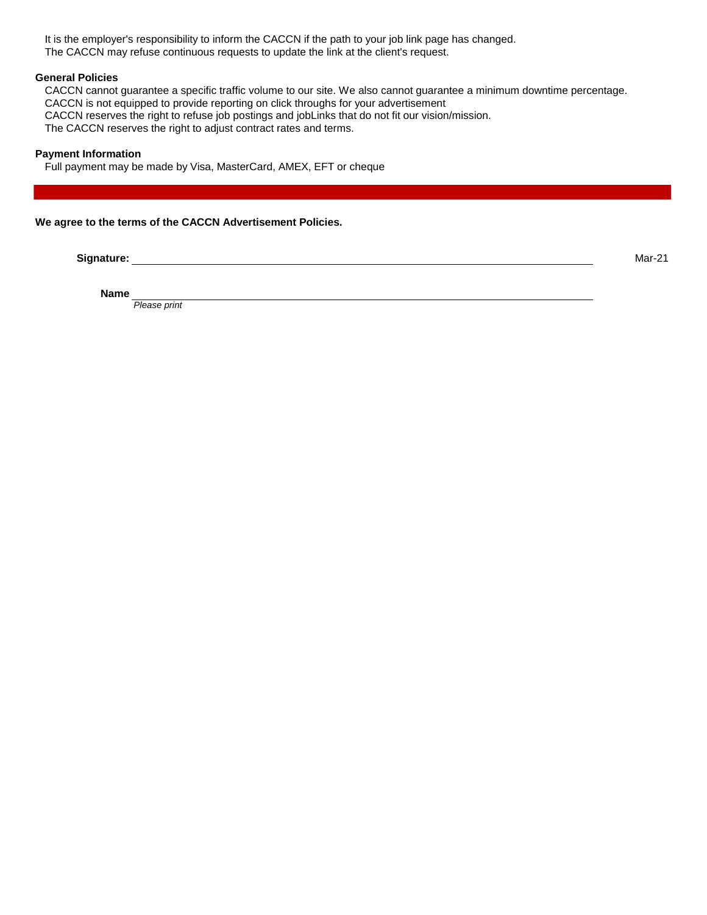It is the employer's responsibility to inform the CACCN if the path to your job link page has changed.
The CACCN may refuse continuous requests to update the link at the client's request.

**General Policies**

CACCN cannot guarantee a specific traffic volume to our site. We also cannot guarantee a minimum downtime percentage.
CACCN is not equipped to provide reporting on click throughs for your advertisement
CACCN reserves the right to refuse job postings and jobLinks that do not fit our vision/mission.
The CACCN reserves the right to adjust contract rates and terms.

**Payment Information**

Full payment may be made by Visa, MasterCard, AMEX, EFT or cheque

---

**We agree to the terms of the CACCN Advertisement Policies.**

**Signature:** ______________________________________________ Mar-21

**Name** ______________________________________________
*Please print*